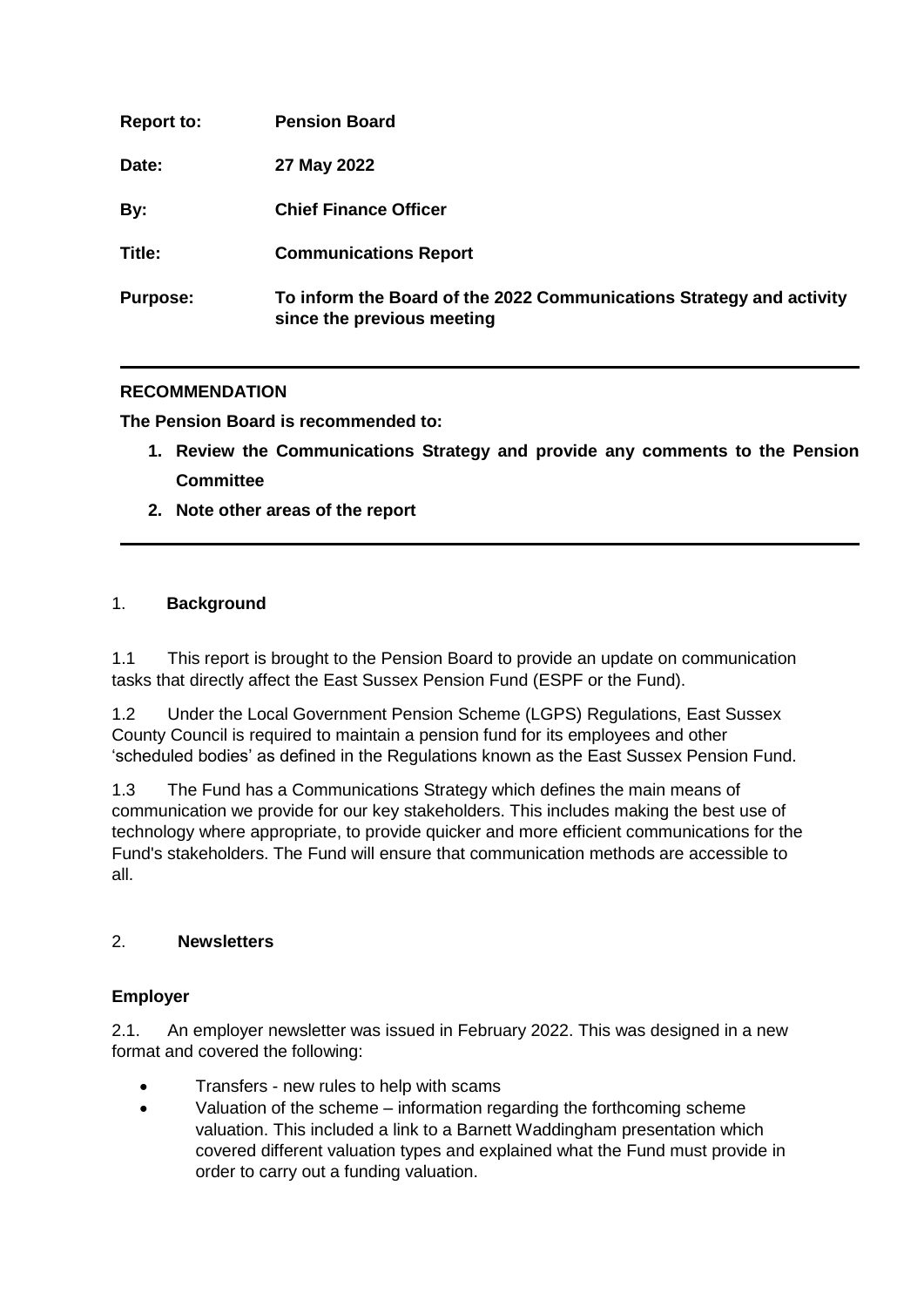| | |
|---|---|
| **Report to:** | **Pension Board** |
| **Date:** | **27 May 2022** |
| **By:** | **Chief Finance Officer** |
| **Title:** | **Communications Report** |
| **Purpose:** | **To inform the Board of the 2022 Communications Strategy and activity since the previous meeting** |

---

**RECOMMENDATION**

**The Pension Board is recommended to:**

1. **Review the Communications Strategy and provide any comments to the Pension Committee**
2. **Note other areas of the report**

---

## 1. Background

1.1 This report is brought to the Pension Board to provide an update on communication tasks that directly affect the East Sussex Pension Fund (ESPF or the Fund).

1.2 Under the Local Government Pension Scheme (LGPS) Regulations, East Sussex County Council is required to maintain a pension fund for its employees and other 'scheduled bodies' as defined in the Regulations known as the East Sussex Pension Fund.

1.3 The Fund has a Communications Strategy which defines the main means of communication we provide for our key stakeholders. This includes making the best use of technology where appropriate, to provide quicker and more efficient communications for the Fund's stakeholders. The Fund will ensure that communication methods are accessible to all.

## 2. Newsletters

### Employer

2.1. An employer newsletter was issued in February 2022. This was designed in a new format and covered the following:

- Transfers - new rules to help with scams
- Valuation of the scheme – information regarding the forthcoming scheme valuation. This included a link to a Barnett Waddingham presentation which covered different valuation types and explained what the Fund must provide in order to carry out a funding valuation.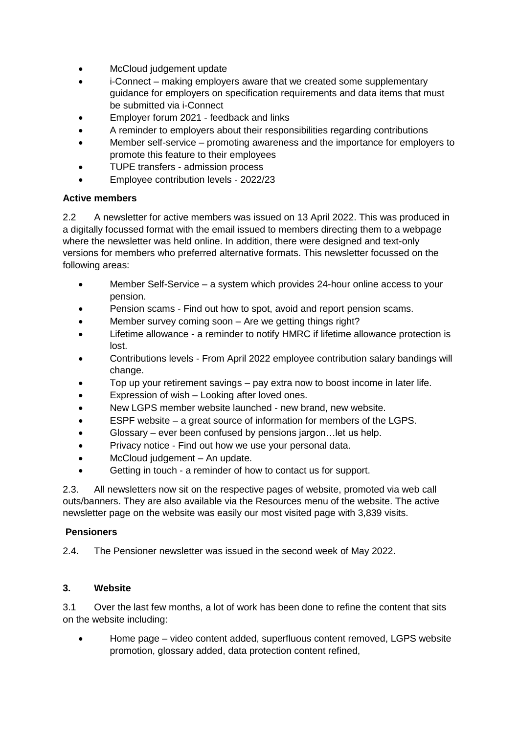- McCloud judgement update
- i-Connect – making employers aware that we created some supplementary guidance for employers on specification requirements and data items that must be submitted via i-Connect
- Employer forum 2021 - feedback and links
- A reminder to employers about their responsibilities regarding contributions
- Member self-service – promoting awareness and the importance for employers to promote this feature to their employees
- TUPE transfers - admission process
- Employee contribution levels - 2022/23

**Active members**

2.2 A newsletter for active members was issued on 13 April 2022. This was produced in a digitally focussed format with the email issued to members directing them to a webpage where the newsletter was held online. In addition, there were designed and text-only versions for members who preferred alternative formats. This newsletter focussed on the following areas:

- Member Self-Service – a system which provides 24-hour online access to your pension.
- Pension scams - Find out how to spot, avoid and report pension scams.
- Member survey coming soon – Are we getting things right?
- Lifetime allowance - a reminder to notify HMRC if lifetime allowance protection is lost.
- Contributions levels - From April 2022 employee contribution salary bandings will change.
- Top up your retirement savings – pay extra now to boost income in later life.
- Expression of wish – Looking after loved ones.
- New LGPS member website launched - new brand, new website.
- ESPF website – a great source of information for members of the LGPS.
- Glossary – ever been confused by pensions jargon…let us help.
- Privacy notice - Find out how we use your personal data.
- McCloud judgement – An update.
- Getting in touch - a reminder of how to contact us for support.

2.3. All newsletters now sit on the respective pages of website, promoted via web call outs/banners. They are also available via the Resources menu of the website. The active newsletter page on the website was easily our most visited page with 3,839 visits.

**Pensioners**

2.4. The Pensioner newsletter was issued in the second week of May 2022.

**3. Website**

3.1 Over the last few months, a lot of work has been done to refine the content that sits on the website including:

- Home page – video content added, superfluous content removed, LGPS website promotion, glossary added, data protection content refined,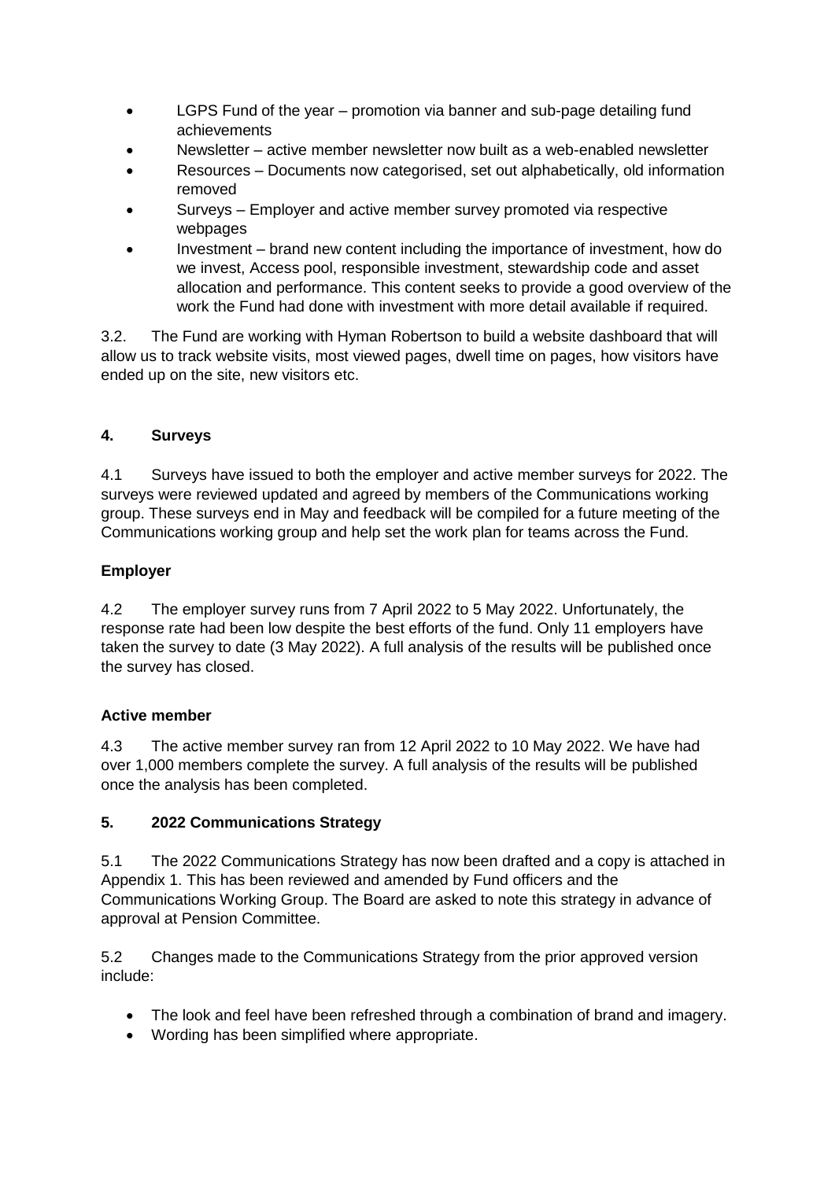- LGPS Fund of the year – promotion via banner and sub-page detailing fund achievements
- Newsletter – active member newsletter now built as a web-enabled newsletter
- Resources – Documents now categorised, set out alphabetically, old information removed
- Surveys – Employer and active member survey promoted via respective webpages
- Investment – brand new content including the importance of investment, how do we invest, Access pool, responsible investment, stewardship code and asset allocation and performance. This content seeks to provide a good overview of the work the Fund had done with investment with more detail available if required.

3.2. The Fund are working with Hyman Robertson to build a website dashboard that will allow us to track website visits, most viewed pages, dwell time on pages, how visitors have ended up on the site, new visitors etc.

## 4. Surveys

4.1 Surveys have issued to both the employer and active member surveys for 2022. The surveys were reviewed updated and agreed by members of the Communications working group. These surveys end in May and feedback will be compiled for a future meeting of the Communications working group and help set the work plan for teams across the Fund.

**Employer**

4.2 The employer survey runs from 7 April 2022 to 5 May 2022. Unfortunately, the response rate had been low despite the best efforts of the fund. Only 11 employers have taken the survey to date (3 May 2022). A full analysis of the results will be published once the survey has closed.

**Active member**

4.3 The active member survey ran from 12 April 2022 to 10 May 2022. We have had over 1,000 members complete the survey. A full analysis of the results will be published once the analysis has been completed.

## 5. 2022 Communications Strategy

5.1 The 2022 Communications Strategy has now been drafted and a copy is attached in Appendix 1. This has been reviewed and amended by Fund officers and the Communications Working Group. The Board are asked to note this strategy in advance of approval at Pension Committee.

5.2 Changes made to the Communications Strategy from the prior approved version include:

- The look and feel have been refreshed through a combination of brand and imagery.
- Wording has been simplified where appropriate.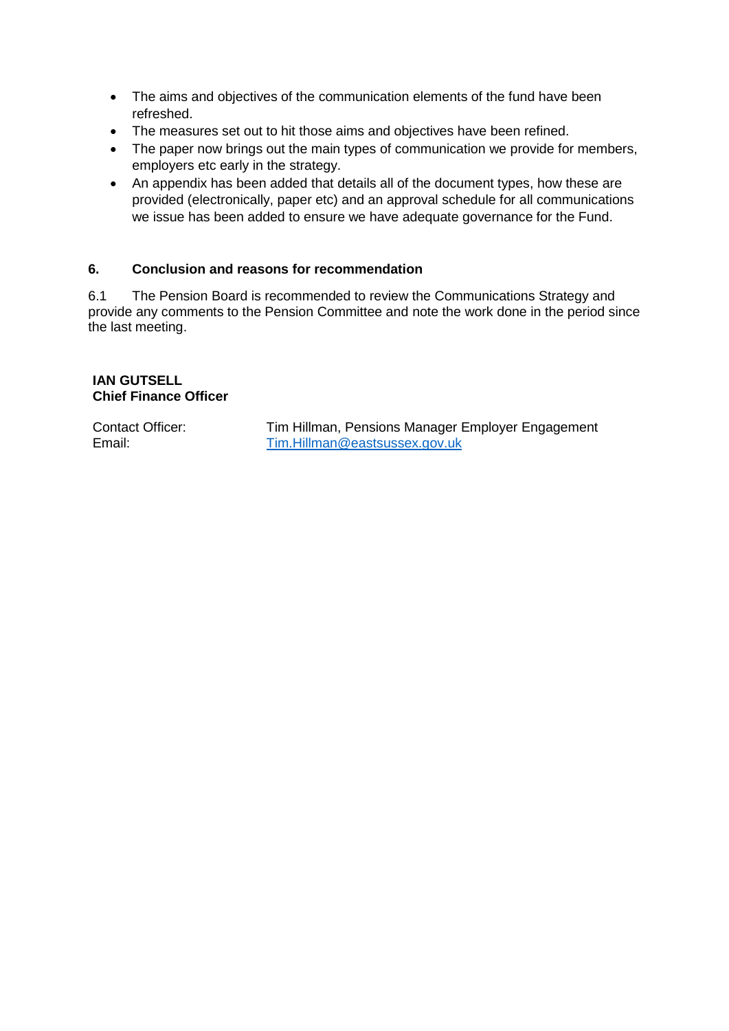- The aims and objectives of the communication elements of the fund have been refreshed.
- The measures set out to hit those aims and objectives have been refined.
- The paper now brings out the main types of communication we provide for members, employers etc early in the strategy.
- An appendix has been added that details all of the document types, how these are provided (electronically, paper etc) and an approval schedule for all communications we issue has been added to ensure we have adequate governance for the Fund.

## 6. Conclusion and reasons for recommendation

6.1 The Pension Board is recommended to review the Communications Strategy and provide any comments to the Pension Committee and note the work done in the period since the last meeting.

**IAN GUTSELL**
**Chief Finance Officer**

Contact Officer: Tim Hillman, Pensions Manager Employer Engagement
Email: Tim.Hillman@eastsussex.gov.uk